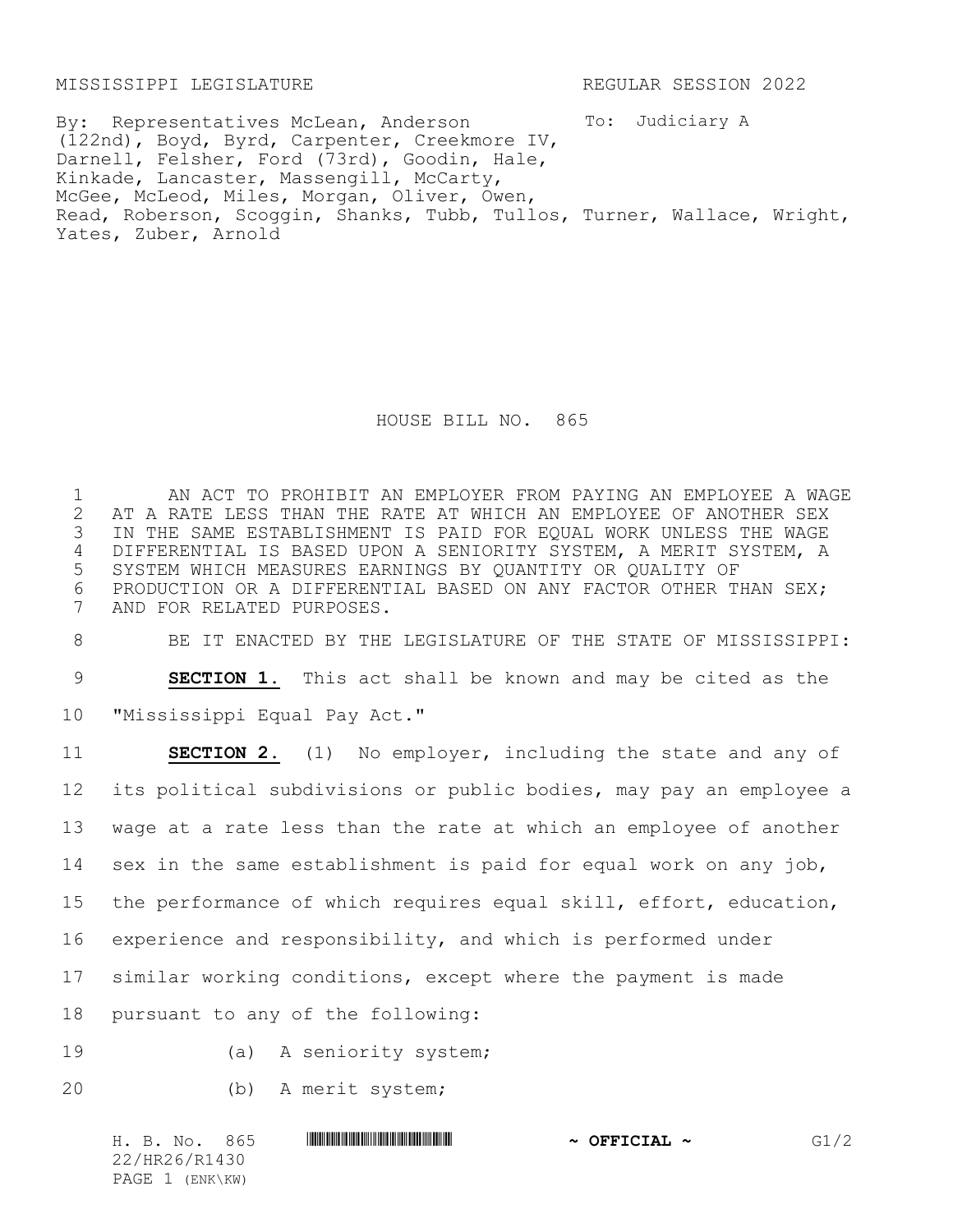MISSISSIPPI LEGISLATURE REGULAR SESSION 2022

By: Representatives McLean, Anderson (122nd), Boyd, Byrd, Carpenter, Creekmore IV, Darnell, Felsher, Ford (73rd), Goodin, Hale, Kinkade, Lancaster, Massengill, McCarty, McGee, McLeod, Miles, Morgan, Oliver, Owen, Read, Roberson, Scoggin, Shanks, Tubb, Tullos, Turner, Wallace, Wright, Yates, Zuber, Arnold

To: Judiciary A

# HOUSE BILL NO. 865

AN ACT TO PROHIBIT AN EMPLOYER FROM PAYING AN EMPLOYEE A WAGE AT A RATE LESS THAN THE RATE AT WHICH AN EMPLOYEE OF ANOTHER SEX IN THE SAME ESTABLISHMENT IS PAID FOR EQUAL WORK UNLESS THE WAGE DIFFERENTIAL IS BASED UPON A SENIORITY SYSTEM, A MERIT SYSTEM, A SYSTEM WHICH MEASURES EARNINGS BY QUANTITY OR QUALITY OF PRODUCTION OR A DIFFERENTIAL BASED ON ANY FACTOR OTHER THAN SEX; AND FOR RELATED PURPOSES.

BE IT ENACTED BY THE LEGISLATURE OF THE STATE OF MISSISSIPPI:

**SECTION 1.** This act shall be known and may be cited as the "Mississippi Equal Pay Act."

**SECTION 2.** (1) No employer, including the state and any of its political subdivisions or public bodies, may pay an employee a wage at a rate less than the rate at which an employee of another sex in the same establishment is paid for equal work on any job, the performance of which requires equal skill, effort, education, experience and responsibility, and which is performed under similar working conditions, except where the payment is made pursuant to any of the following:

(a) A seniority system;

(b) A merit system;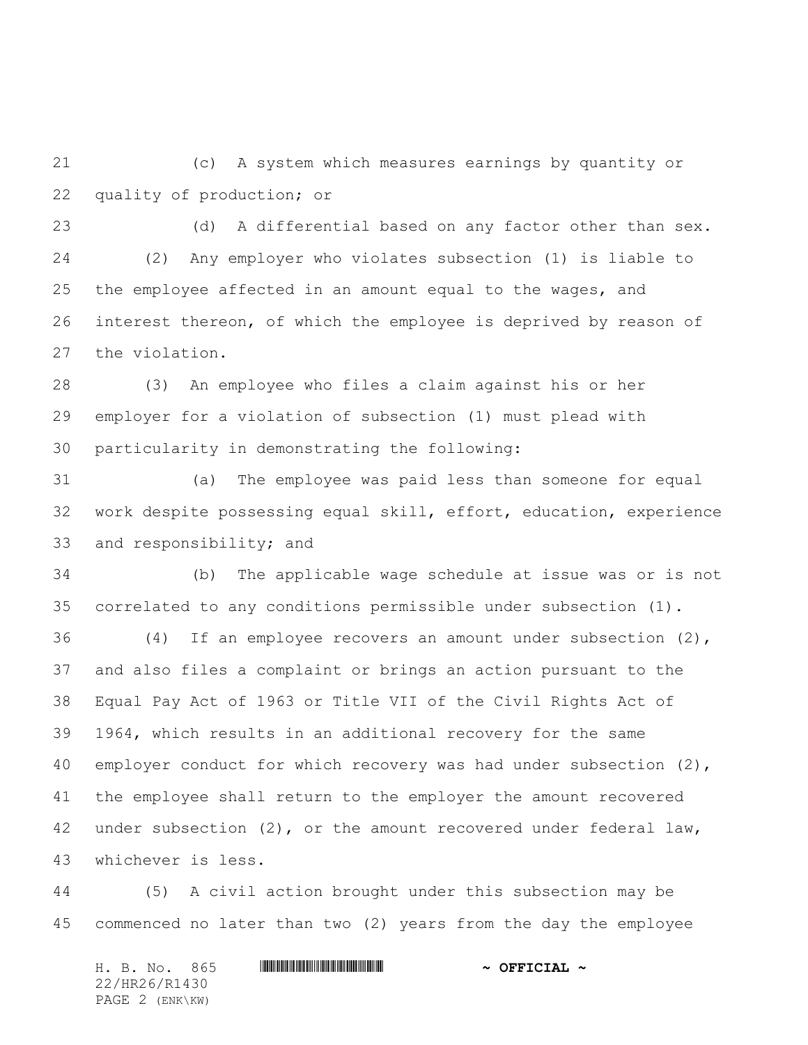(c) A system which measures earnings by quantity or quality of production; or

(d) A differential based on any factor other than sex.

(2) Any employer who violates subsection (1) is liable to the employee affected in an amount equal to the wages, and interest thereon, of which the employee is deprived by reason of the violation.

(3) An employee who files a claim against his or her employer for a violation of subsection (1) must plead with particularity in demonstrating the following:

(a) The employee was paid less than someone for equal work despite possessing equal skill, effort, education, experience and responsibility; and

(b) The applicable wage schedule at issue was or is not correlated to any conditions permissible under subsection (1).

(4) If an employee recovers an amount under subsection (2), and also files a complaint or brings an action pursuant to the Equal Pay Act of 1963 or Title VII of the Civil Rights Act of 1964, which results in an additional recovery for the same employer conduct for which recovery was had under subsection (2), the employee shall return to the employer the amount recovered under subsection (2), or the amount recovered under federal law, whichever is less.

(5) A civil action brought under this subsection may be commenced no later than two (2) years from the day the employee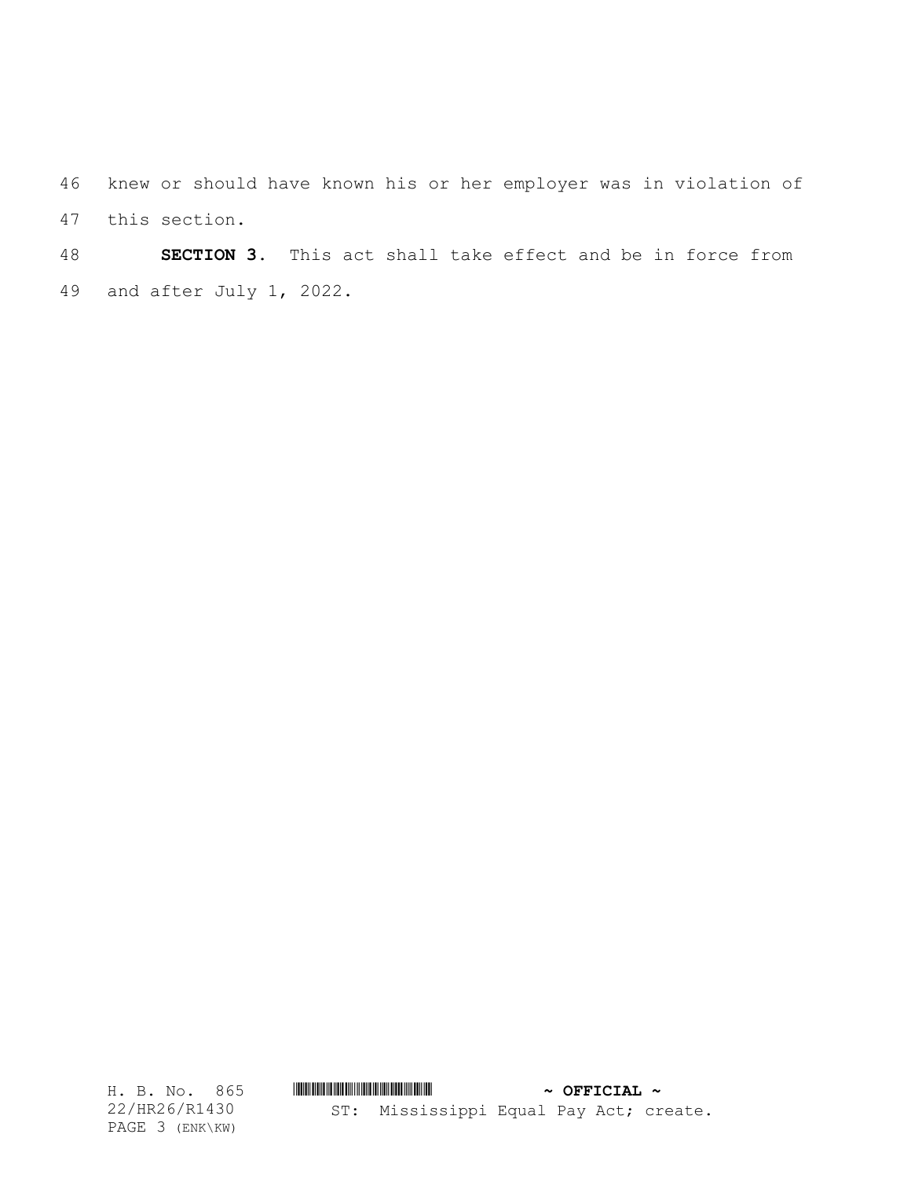knew or should have known his or her employer was in violation of this section.

**SECTION 3.** This act shall take effect and be in force from and after July 1, 2022.